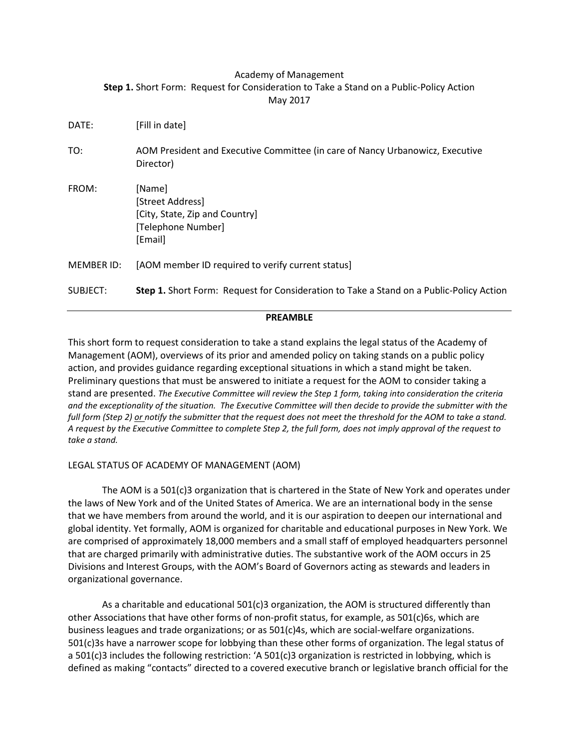Academy of Management

**Step 1.** Short Form: Request for Consideration to Take a Stand on a Public-Policy Action

May 2017

DATE: [Fill in date]

TO: AOM President and Executive Committee (in care of Nancy Urbanowicz, Executive Director)

FROM: [Name]
[Street Address]
[City, State, Zip and Country]
[Telephone Number]
[Email]

MEMBER ID: [AOM member ID required to verify current status]

SUBJECT: **Step 1.** Short Form: Request for Consideration to Take a Stand on a Public-Policy Action

---

**PREAMBLE**

This short form to request consideration to take a stand explains the legal status of the Academy of Management (AOM), overviews of its prior and amended policy on taking stands on a public policy action, and provides guidance regarding exceptional situations in which a stand might be taken. Preliminary questions that must be answered to initiate a request for the AOM to consider taking a stand are presented. *The Executive Committee will review the Step 1 form, taking into consideration the criteria and the exceptionality of the situation. The Executive Committee will then decide to provide the submitter with the full form (Step 2) or notify the submitter that the request does not meet the threshold for the AOM to take a stand. A request by the Executive Committee to complete Step 2, the full form, does not imply approval of the request to take a stand.*

LEGAL STATUS OF ACADEMY OF MANAGEMENT (AOM)

The AOM is a 501(c)3 organization that is chartered in the State of New York and operates under the laws of New York and of the United States of America. We are an international body in the sense that we have members from around the world, and it is our aspiration to deepen our international and global identity. Yet formally, AOM is organized for charitable and educational purposes in New York. We are comprised of approximately 18,000 members and a small staff of employed headquarters personnel that are charged primarily with administrative duties. The substantive work of the AOM occurs in 25 Divisions and Interest Groups, with the AOM's Board of Governors acting as stewards and leaders in organizational governance.

As a charitable and educational 501(c)3 organization, the AOM is structured differently than other Associations that have other forms of non-profit status, for example, as 501(c)6s, which are business leagues and trade organizations; or as 501(c)4s, which are social-welfare organizations. 501(c)3s have a narrower scope for lobbying than these other forms of organization. The legal status of a 501(c)3 includes the following restriction: 'A 501(c)3 organization is restricted in lobbying, which is defined as making "contacts" directed to a covered executive branch or legislative branch official for the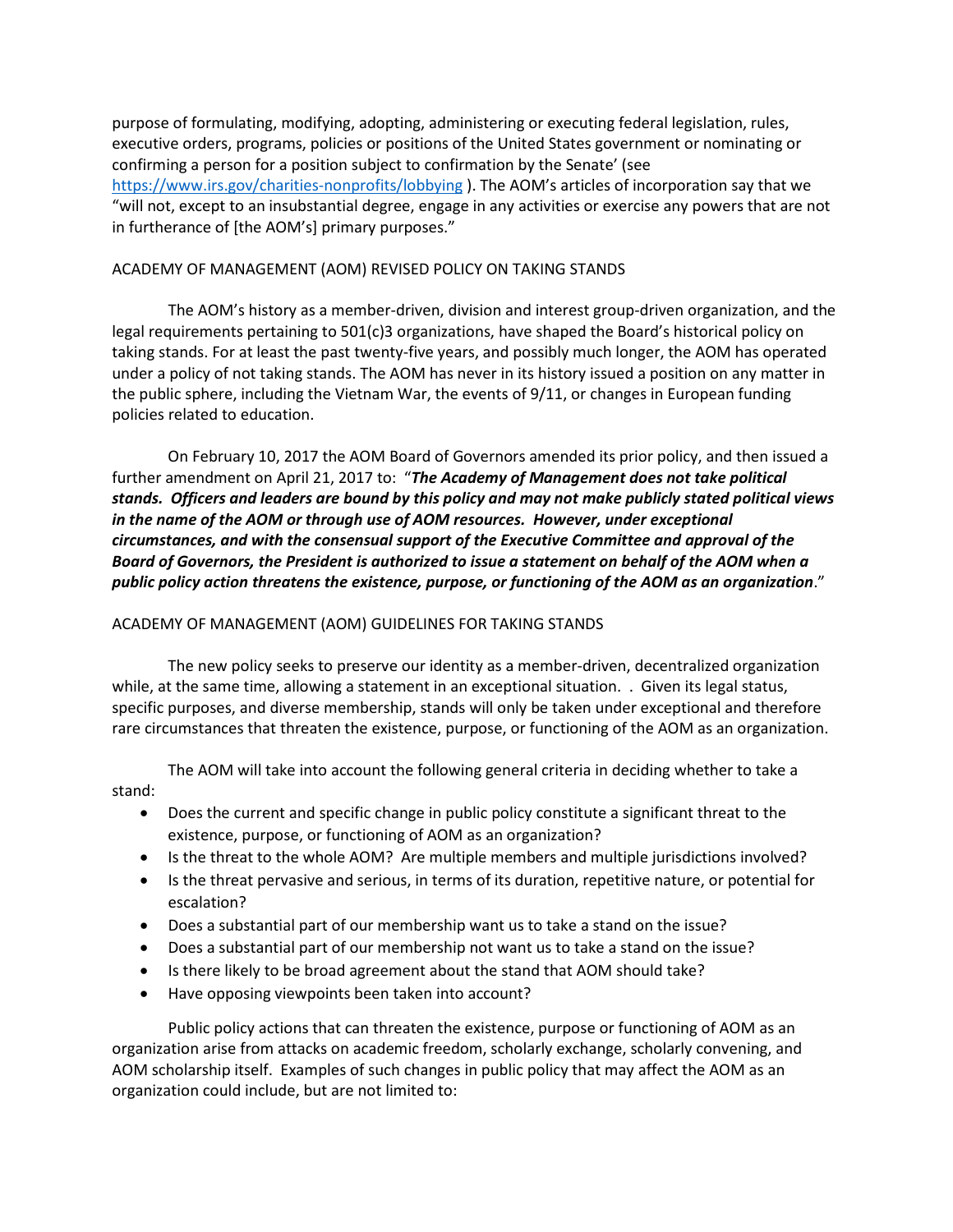purpose of formulating, modifying, adopting, administering or executing federal legislation, rules, executive orders, programs, policies or positions of the United States government or nominating or confirming a person for a position subject to confirmation by the Senate' (see https://www.irs.gov/charities-nonprofits/lobbying ). The AOM's articles of incorporation say that we "will not, except to an insubstantial degree, engage in any activities or exercise any powers that are not in furtherance of [the AOM's] primary purposes."

## ACADEMY OF MANAGEMENT (AOM) REVISED POLICY ON TAKING STANDS

The AOM's history as a member-driven, division and interest group-driven organization, and the legal requirements pertaining to 501(c)3 organizations, have shaped the Board's historical policy on taking stands. For at least the past twenty-five years, and possibly much longer, the AOM has operated under a policy of not taking stands. The AOM has never in its history issued a position on any matter in the public sphere, including the Vietnam War, the events of 9/11, or changes in European funding policies related to education.

On February 10, 2017 the AOM Board of Governors amended its prior policy, and then issued a further amendment on April 21, 2017 to: "***The Academy of Management does not take political stands. Officers and leaders are bound by this policy and may not make publicly stated political views in the name of the AOM or through use of AOM resources. However, under exceptional circumstances, and with the consensual support of the Executive Committee and approval of the Board of Governors, the President is authorized to issue a statement on behalf of the AOM when a public policy action threatens the existence, purpose, or functioning of the AOM as an organization***."

## ACADEMY OF MANAGEMENT (AOM) GUIDELINES FOR TAKING STANDS

The new policy seeks to preserve our identity as a member-driven, decentralized organization while, at the same time, allowing a statement in an exceptional situation. . Given its legal status, specific purposes, and diverse membership, stands will only be taken under exceptional and therefore rare circumstances that threaten the existence, purpose, or functioning of the AOM as an organization.

The AOM will take into account the following general criteria in deciding whether to take a stand:

- Does the current and specific change in public policy constitute a significant threat to the existence, purpose, or functioning of AOM as an organization?
- Is the threat to the whole AOM? Are multiple members and multiple jurisdictions involved?
- Is the threat pervasive and serious, in terms of its duration, repetitive nature, or potential for escalation?
- Does a substantial part of our membership want us to take a stand on the issue?
- Does a substantial part of our membership not want us to take a stand on the issue?
- Is there likely to be broad agreement about the stand that AOM should take?
- Have opposing viewpoints been taken into account?

Public policy actions that can threaten the existence, purpose or functioning of AOM as an organization arise from attacks on academic freedom, scholarly exchange, scholarly convening, and AOM scholarship itself. Examples of such changes in public policy that may affect the AOM as an organization could include, but are not limited to: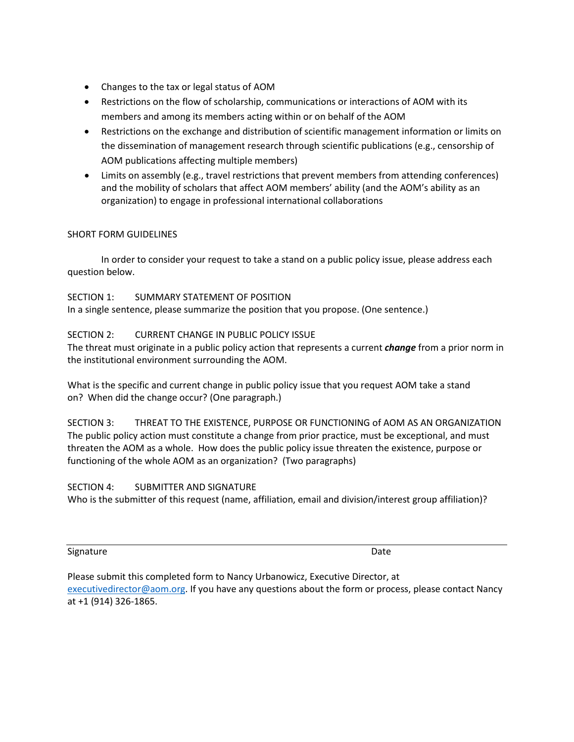- Changes to the tax or legal status of AOM
- Restrictions on the flow of scholarship, communications or interactions of AOM with its members and among its members acting within or on behalf of the AOM
- Restrictions on the exchange and distribution of scientific management information or limits on the dissemination of management research through scientific publications (e.g., censorship of AOM publications affecting multiple members)
- Limits on assembly (e.g., travel restrictions that prevent members from attending conferences) and the mobility of scholars that affect AOM members' ability (and the AOM's ability as an organization) to engage in professional international collaborations

SHORT FORM GUIDELINES

In order to consider your request to take a stand on a public policy issue, please address each question below.

SECTION 1: SUMMARY STATEMENT OF POSITION
In a single sentence, please summarize the position that you propose. (One sentence.)

SECTION 2: CURRENT CHANGE IN PUBLIC POLICY ISSUE
The threat must originate in a public policy action that represents a current ***change*** from a prior norm in the institutional environment surrounding the AOM.

What is the specific and current change in public policy issue that you request AOM take a stand on? When did the change occur? (One paragraph.)

SECTION 3: THREAT TO THE EXISTENCE, PURPOSE OR FUNCTIONING of AOM AS AN ORGANIZATION
The public policy action must constitute a change from prior practice, must be exceptional, and must threaten the AOM as a whole. How does the public policy issue threaten the existence, purpose or functioning of the whole AOM as an organization? (Two paragraphs)

SECTION 4: SUBMITTER AND SIGNATURE
Who is the submitter of this request (name, affiliation, email and division/interest group affiliation)?

---

Signature Date

Please submit this completed form to Nancy Urbanowicz, Executive Director, at executivedirector@aom.org. If you have any questions about the form or process, please contact Nancy at +1 (914) 326-1865.